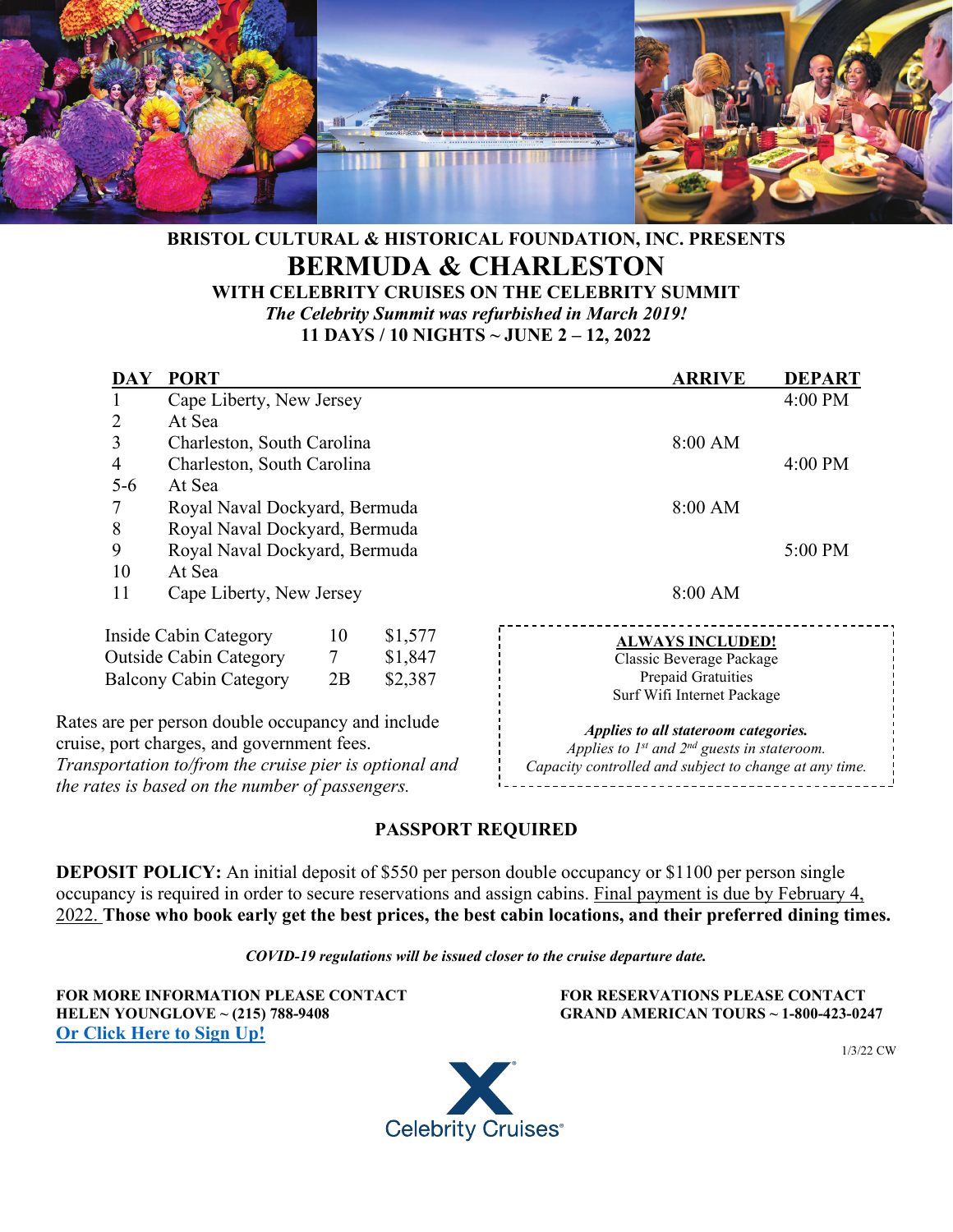**BRISTOL CULTURAL & HISTORICAL FOUNDATION, INC. PRESENTS**

# BERMUDA & CHARLESTON

**WITH CELEBRITY CRUISES ON THE CELEBRITY SUMMIT**

***The Celebrity Summit was refurbished in March 2019!***

**11 DAYS / 10 NIGHTS ~ JUNE 2 – 12, 2022**

| DAY | PORT | ARRIVE | DEPART |
|---|---|---|---|
| 1 | Cape Liberty, New Jersey | | 4:00 PM |
| 2 | At Sea | | |
| 3 | Charleston, South Carolina | 8:00 AM | |
| 4 | Charleston, South Carolina | | 4:00 PM |
| 5-6 | At Sea | | |
| 7 | Royal Naval Dockyard, Bermuda | 8:00 AM | |
| 8 | Royal Naval Dockyard, Bermuda | | |
| 9 | Royal Naval Dockyard, Bermuda | | 5:00 PM |
| 10 | At Sea | | |
| 11 | Cape Liberty, New Jersey | 8:00 AM | |

| Cabin | Category | Rate |
|---|---|---|
| Inside Cabin Category | 10 | $1,577 |
| Outside Cabin Category | 7 | $1,847 |
| Balcony Cabin Category | 2B | $2,387 |

Rates are per person double occupancy and include cruise, port charges, and government fees. *Transportation to/from the cruise pier is optional and the rates is based on the number of passengers.*

**ALWAYS INCLUDED!**

Classic Beverage Package
Prepaid Gratuities
Surf Wifi Internet Package

***Applies to all stateroom categories.***
*Applies to 1st and 2nd guests in stateroom.*
*Capacity controlled and subject to change at any time.*

**PASSPORT REQUIRED**

**DEPOSIT POLICY:** An initial deposit of $550 per person double occupancy or $1100 per person single occupancy is required in order to secure reservations and assign cabins. Final payment is due by February 4, 2022. **Those who book early get the best prices, the best cabin locations, and their preferred dining times.**

***COVID-19 regulations will be issued closer to the cruise departure date.***

**FOR MORE INFORMATION PLEASE CONTACT**
**HELEN YOUNGLOVE ~ (215) 788-9408**
**Or Click Here to Sign Up!**

**FOR RESERVATIONS PLEASE CONTACT**
**GRAND AMERICAN TOURS ~ 1-800-423-0247**

1/3/22 CW

Celebrity Cruises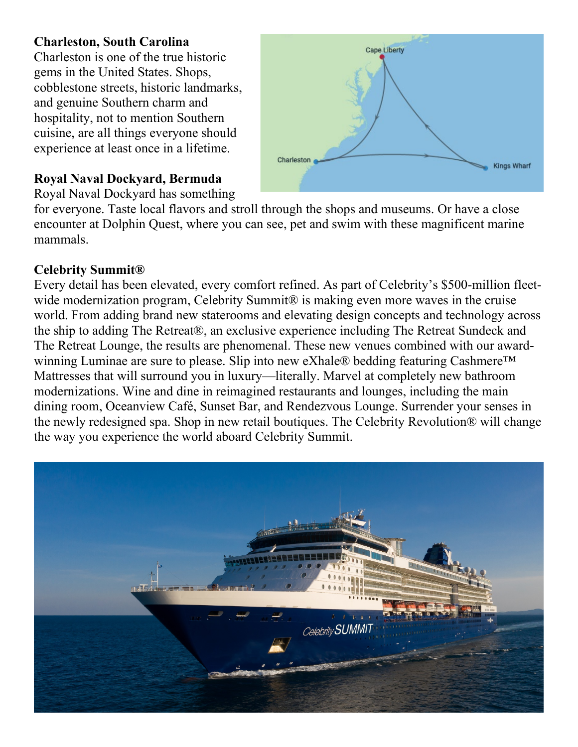**Charleston, South Carolina**

Charleston is one of the true historic gems in the United States. Shops, cobblestone streets, historic landmarks, and genuine Southern charm and hospitality, not to mention Southern cuisine, are all things everyone should experience at least once in a lifetime.

Cape Liberty
Charleston
Kings Wharf

**Royal Naval Dockyard, Bermuda**

Royal Naval Dockyard has something for everyone. Taste local flavors and stroll through the shops and museums. Or have a close encounter at Dolphin Quest, where you can see, pet and swim with these magnificent marine mammals.

**Celebrity Summit®**

Every detail has been elevated, every comfort refined. As part of Celebrity's $500-million fleet-wide modernization program, Celebrity Summit® is making even more waves in the cruise world. From adding brand new staterooms and elevating design concepts and technology across the ship to adding The Retreat®, an exclusive experience including The Retreat Sundeck and The Retreat Lounge, the results are phenomenal. These new venues combined with our award-winning Luminae are sure to please. Slip into new eXhale® bedding featuring Cashmere™ Mattresses that will surround you in luxury—literally. Marvel at completely new bathroom modernizations. Wine and dine in reimagined restaurants and lounges, including the main dining room, Oceanview Café, Sunset Bar, and Rendezvous Lounge. Surrender your senses in the newly redesigned spa. Shop in new retail boutiques. The Celebrity Revolution® will change the way you experience the world aboard Celebrity Summit.